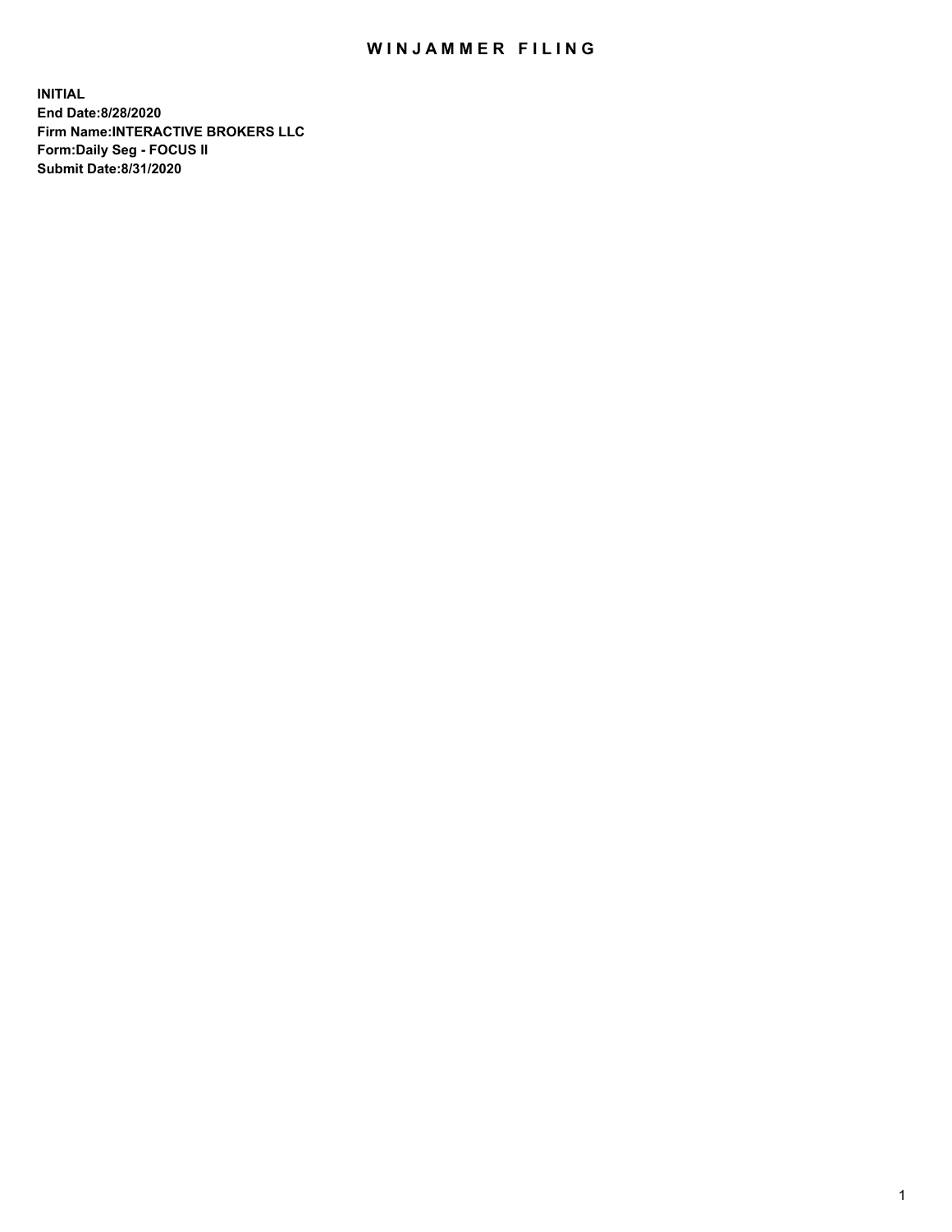# WINJAMMER FILING

**INITIAL**
**End Date:8/28/2020**
**Firm Name:INTERACTIVE BROKERS LLC**
**Form:Daily Seg - FOCUS II**
**Submit Date:8/31/2020**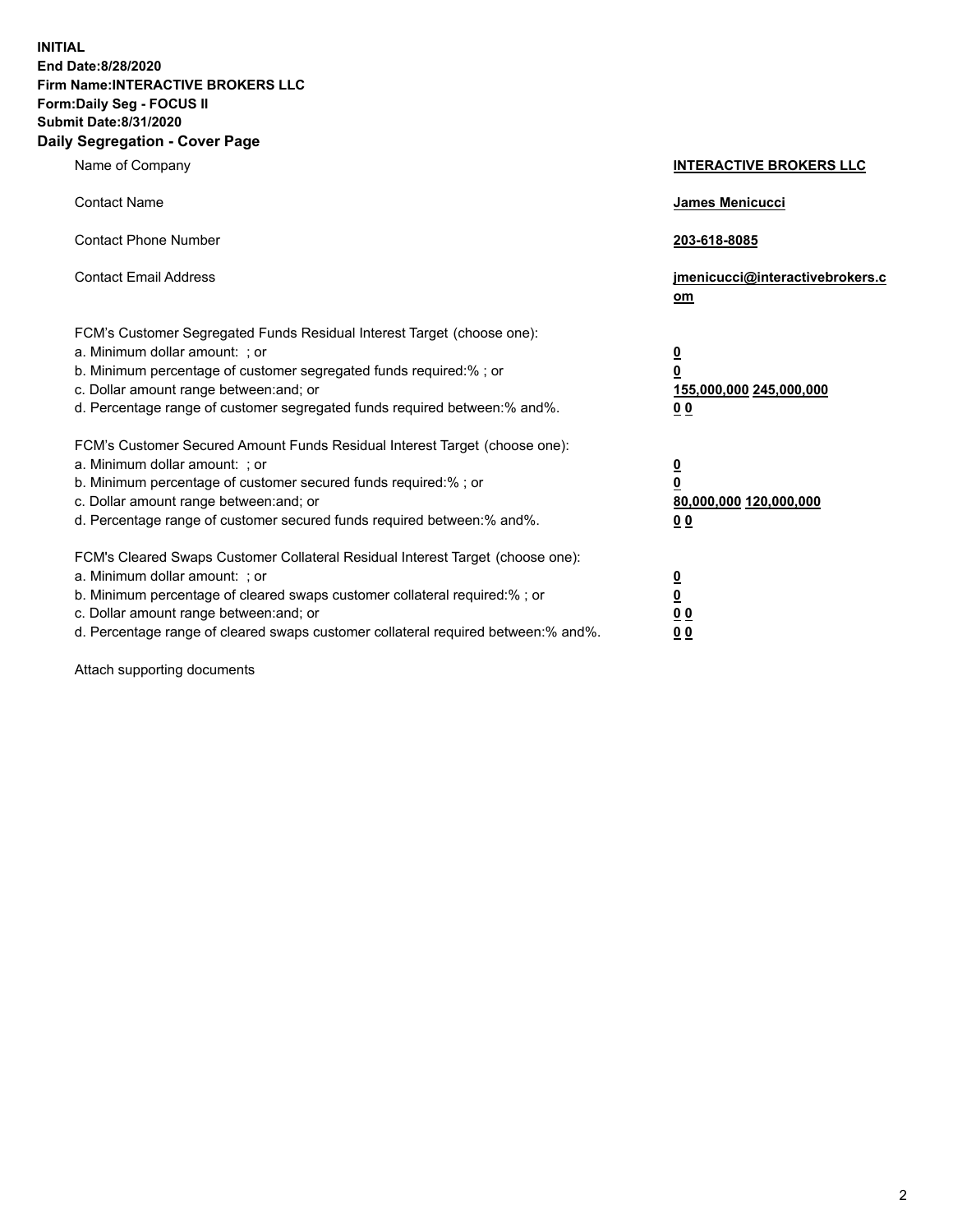**INITIAL**
**End Date:8/28/2020**
**Firm Name:INTERACTIVE BROKERS LLC**
**Form:Daily Seg - FOCUS II**
**Submit Date:8/31/2020**

## Daily Segregation - Cover Page

| | |
|---|---|
| Name of Company | **INTERACTIVE BROKERS LLC** |
| Contact Name | **James Menicucci** |
| Contact Phone Number | **203-618-8085** |
| Contact Email Address | **jmenicucci@interactivebrokers.com** |

| | |
|---|---|
| FCM's Customer Segregated Funds Residual Interest Target (choose one): | |
| a. Minimum dollar amount: ; or | **0** |
| b. Minimum percentage of customer segregated funds required:% ; or | **0** |
| c. Dollar amount range between:and; or | **155,000,000 245,000,000** |
| d. Percentage range of customer segregated funds required between:% and%. | **0 0** |
| FCM's Customer Secured Amount Funds Residual Interest Target (choose one): | |
| a. Minimum dollar amount: ; or | **0** |
| b. Minimum percentage of customer secured funds required:% ; or | **0** |
| c. Dollar amount range between:and; or | **80,000,000 120,000,000** |
| d. Percentage range of customer secured funds required between:% and%. | **0 0** |
| FCM's Cleared Swaps Customer Collateral Residual Interest Target (choose one): | |
| a. Minimum dollar amount: ; or | **0** |
| b. Minimum percentage of cleared swaps customer collateral required:% ; or | **0** |
| c. Dollar amount range between:and; or | **0 0** |
| d. Percentage range of cleared swaps customer collateral required between:% and%. | **0 0** |

Attach supporting documents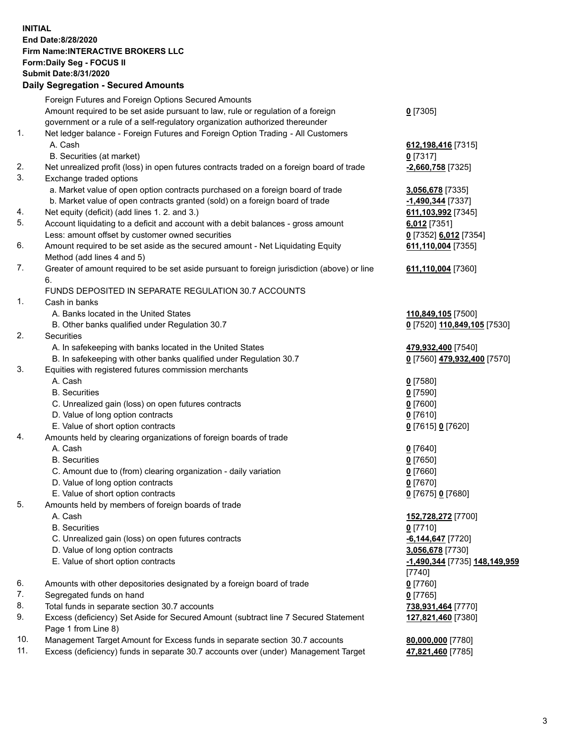**INITIAL**
**End Date:8/28/2020**
**Firm Name:INTERACTIVE BROKERS LLC**
**Form:Daily Seg - FOCUS II**
**Submit Date:8/31/2020**

## Daily Segregation - Secured Amounts

| | | |
|---|---|---|
| | Foreign Futures and Foreign Options Secured Amounts | |
| | Amount required to be set aside pursuant to law, rule or regulation of a foreign government or a rule of a self-regulatory organization authorized thereunder | **0** [7305] |
| 1. | Net ledger balance - Foreign Futures and Foreign Option Trading - All Customers | |
| | A. Cash | **612,198,416** [7315] |
| | B. Securities (at market) | **0** [7317] |
| 2. | Net unrealized profit (loss) in open futures contracts traded on a foreign board of trade | **-2,660,758** [7325] |
| 3. | Exchange traded options | |
| | a. Market value of open option contracts purchased on a foreign board of trade | **3,056,678** [7335] |
| | b. Market value of open contracts granted (sold) on a foreign board of trade | **-1,490,344** [7337] |
| 4. | Net equity (deficit) (add lines 1. 2. and 3.) | **611,103,992** [7345] |
| 5. | Account liquidating to a deficit and account with a debit balances - gross amount | **6,012** [7351] |
| | Less: amount offset by customer owned securities | **0** [7352] **6,012** [7354] |
| 6. | Amount required to be set aside as the secured amount - Net Liquidating Equity Method (add lines 4 and 5) | **611,110,004** [7355] |
| 7. | Greater of amount required to be set aside pursuant to foreign jurisdiction (above) or line 6. | **611,110,004** [7360] |
| | FUNDS DEPOSITED IN SEPARATE REGULATION 30.7 ACCOUNTS | |
| 1. | Cash in banks | |
| | A. Banks located in the United States | **110,849,105** [7500] |
| | B. Other banks qualified under Regulation 30.7 | **0** [7520] **110,849,105** [7530] |
| 2. | Securities | |
| | A. In safekeeping with banks located in the United States | **479,932,400** [7540] |
| | B. In safekeeping with other banks qualified under Regulation 30.7 | **0** [7560] **479,932,400** [7570] |
| 3. | Equities with registered futures commission merchants | |
| | A. Cash | **0** [7580] |
| | B. Securities | **0** [7590] |
| | C. Unrealized gain (loss) on open futures contracts | **0** [7600] |
| | D. Value of long option contracts | **0** [7610] |
| | E. Value of short option contracts | **0** [7615] **0** [7620] |
| 4. | Amounts held by clearing organizations of foreign boards of trade | |
| | A. Cash | **0** [7640] |
| | B. Securities | **0** [7650] |
| | C. Amount due to (from) clearing organization - daily variation | **0** [7660] |
| | D. Value of long option contracts | **0** [7670] |
| | E. Value of short option contracts | **0** [7675] **0** [7680] |
| 5. | Amounts held by members of foreign boards of trade | |
| | A. Cash | **152,728,272** [7700] |
| | B. Securities | **0** [7710] |
| | C. Unrealized gain (loss) on open futures contracts | **-6,144,647** [7720] |
| | D. Value of long option contracts | **3,056,678** [7730] |
| | E. Value of short option contracts | **-1,490,344** [7735] **148,149,959** [7740] |
| 6. | Amounts with other depositories designated by a foreign board of trade | **0** [7760] |
| 7. | Segregated funds on hand | **0** [7765] |
| 8. | Total funds in separate section 30.7 accounts | **738,931,464** [7770] |
| 9. | Excess (deficiency) Set Aside for Secured Amount (subtract line 7 Secured Statement Page 1 from Line 8) | **127,821,460** [7380] |
| 10. | Management Target Amount for Excess funds in separate section 30.7 accounts | **80,000,000** [7780] |
| 11. | Excess (deficiency) funds in separate 30.7 accounts over (under) Management Target | **47,821,460** [7785] |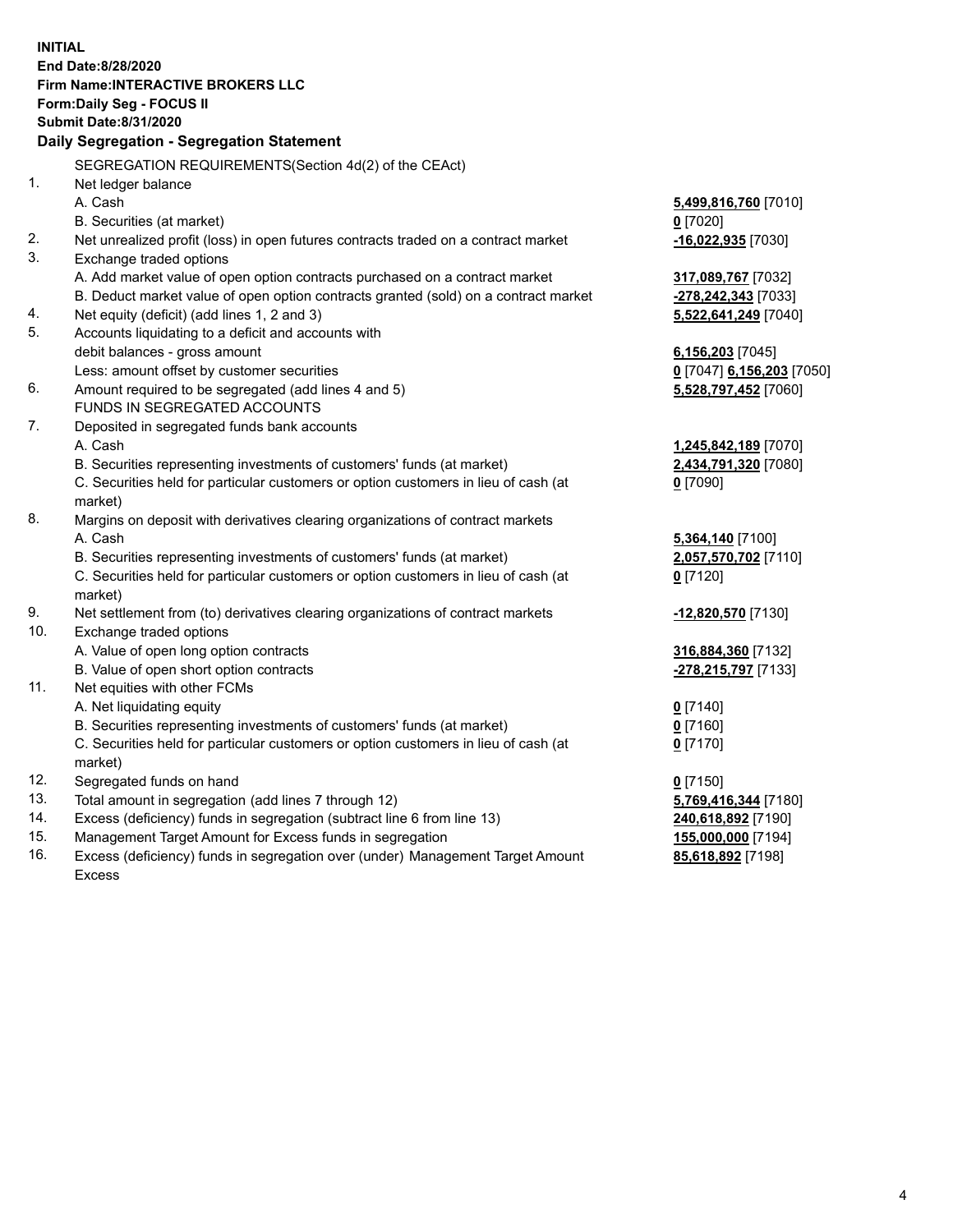**INITIAL**
**End Date:8/28/2020**
**Firm Name:INTERACTIVE BROKERS LLC**
**Form:Daily Seg - FOCUS II**
**Submit Date:8/31/2020**

**Daily Segregation - Segregation Statement**

SEGREGATION REQUIREMENTS(Section 4d(2) of the CEAct)

| | | |
|---|---|---|
| 1. | Net ledger balance | |
| | A. Cash | **5,499,816,760** [7010] |
| | B. Securities (at market) | **0** [7020] |
| 2. | Net unrealized profit (loss) in open futures contracts traded on a contract market | **-16,022,935** [7030] |
| 3. | Exchange traded options | |
| | A. Add market value of open option contracts purchased on a contract market | **317,089,767** [7032] |
| | B. Deduct market value of open option contracts granted (sold) on a contract market | **-278,242,343** [7033] |
| 4. | Net equity (deficit) (add lines 1, 2 and 3) | **5,522,641,249** [7040] |
| 5. | Accounts liquidating to a deficit and accounts with | |
| | debit balances - gross amount | **6,156,203** [7045] |
| | Less: amount offset by customer securities | **0** [7047] **6,156,203** [7050] |
| 6. | Amount required to be segregated (add lines 4 and 5) | **5,528,797,452** [7060] |
| | FUNDS IN SEGREGATED ACCOUNTS | |
| 7. | Deposited in segregated funds bank accounts | |
| | A. Cash | **1,245,842,189** [7070] |
| | B. Securities representing investments of customers' funds (at market) | **2,434,791,320** [7080] |
| | C. Securities held for particular customers or option customers in lieu of cash (at market) | **0** [7090] |
| 8. | Margins on deposit with derivatives clearing organizations of contract markets | |
| | A. Cash | **5,364,140** [7100] |
| | B. Securities representing investments of customers' funds (at market) | **2,057,570,702** [7110] |
| | C. Securities held for particular customers or option customers in lieu of cash (at market) | **0** [7120] |
| 9. | Net settlement from (to) derivatives clearing organizations of contract markets | **-12,820,570** [7130] |
| 10. | Exchange traded options | |
| | A. Value of open long option contracts | **316,884,360** [7132] |
| | B. Value of open short option contracts | **-278,215,797** [7133] |
| 11. | Net equities with other FCMs | |
| | A. Net liquidating equity | **0** [7140] |
| | B. Securities representing investments of customers' funds (at market) | **0** [7160] |
| | C. Securities held for particular customers or option customers in lieu of cash (at market) | **0** [7170] |
| 12. | Segregated funds on hand | **0** [7150] |
| 13. | Total amount in segregation (add lines 7 through 12) | **5,769,416,344** [7180] |
| 14. | Excess (deficiency) funds in segregation (subtract line 6 from line 13) | **240,618,892** [7190] |
| 15. | Management Target Amount for Excess funds in segregation | **155,000,000** [7194] |
| 16. | Excess (deficiency) funds in segregation over (under) Management Target Amount Excess | **85,618,892** [7198] |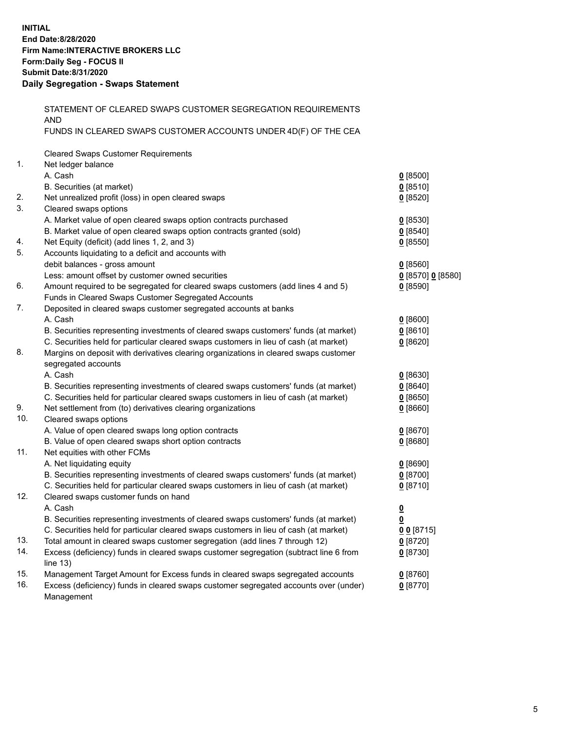**INITIAL**
**End Date:8/28/2020**
**Firm Name:INTERACTIVE BROKERS LLC**
**Form:Daily Seg - FOCUS II**
**Submit Date:8/31/2020**
**Daily Segregation - Swaps Statement**

STATEMENT OF CLEARED SWAPS CUSTOMER SEGREGATION REQUIREMENTS AND
FUNDS IN CLEARED SWAPS CUSTOMER ACCOUNTS UNDER 4D(F) OF THE CEA

| | | |
|---|---|---|
| | Cleared Swaps Customer Requirements | |
| 1. | Net ledger balance | |
| | A. Cash | 0 [8500] |
| | B. Securities (at market) | 0 [8510] |
| 2. | Net unrealized profit (loss) in open cleared swaps | 0 [8520] |
| 3. | Cleared swaps options | |
| | A. Market value of open cleared swaps option contracts purchased | 0 [8530] |
| | B. Market value of open cleared swaps option contracts granted (sold) | 0 [8540] |
| 4. | Net Equity (deficit) (add lines 1, 2, and 3) | 0 [8550] |
| 5. | Accounts liquidating to a deficit and accounts with | |
| | debit balances - gross amount | 0 [8560] |
| | Less: amount offset by customer owned securities | 0 [8570] 0 [8580] |
| 6. | Amount required to be segregated for cleared swaps customers (add lines 4 and 5) | 0 [8590] |
| | Funds in Cleared Swaps Customer Segregated Accounts | |
| 7. | Deposited in cleared swaps customer segregated accounts at banks | |
| | A. Cash | 0 [8600] |
| | B. Securities representing investments of cleared swaps customers' funds (at market) | 0 [8610] |
| | C. Securities held for particular cleared swaps customers in lieu of cash (at market) | 0 [8620] |
| 8. | Margins on deposit with derivatives clearing organizations in cleared swaps customer segregated accounts | |
| | A. Cash | 0 [8630] |
| | B. Securities representing investments of cleared swaps customers' funds (at market) | 0 [8640] |
| | C. Securities held for particular cleared swaps customers in lieu of cash (at market) | 0 [8650] |
| 9. | Net settlement from (to) derivatives clearing organizations | 0 [8660] |
| 10. | Cleared swaps options | |
| | A. Value of open cleared swaps long option contracts | 0 [8670] |
| | B. Value of open cleared swaps short option contracts | 0 [8680] |
| 11. | Net equities with other FCMs | |
| | A. Net liquidating equity | 0 [8690] |
| | B. Securities representing investments of cleared swaps customers' funds (at market) | 0 [8700] |
| | C. Securities held for particular cleared swaps customers in lieu of cash (at market) | 0 [8710] |
| 12. | Cleared swaps customer funds on hand | |
| | A. Cash | 0 |
| | B. Securities representing investments of cleared swaps customers' funds (at market) | 0 |
| | C. Securities held for particular cleared swaps customers in lieu of cash (at market) | 0 0 [8715] |
| 13. | Total amount in cleared swaps customer segregation (add lines 7 through 12) | 0 [8720] |
| 14. | Excess (deficiency) funds in cleared swaps customer segregation (subtract line 6 from line 13) | 0 [8730] |
| 15. | Management Target Amount for Excess funds in cleared swaps segregated accounts | 0 [8760] |
| 16. | Excess (deficiency) funds in cleared swaps customer segregated accounts over (under) Management | 0 [8770] |